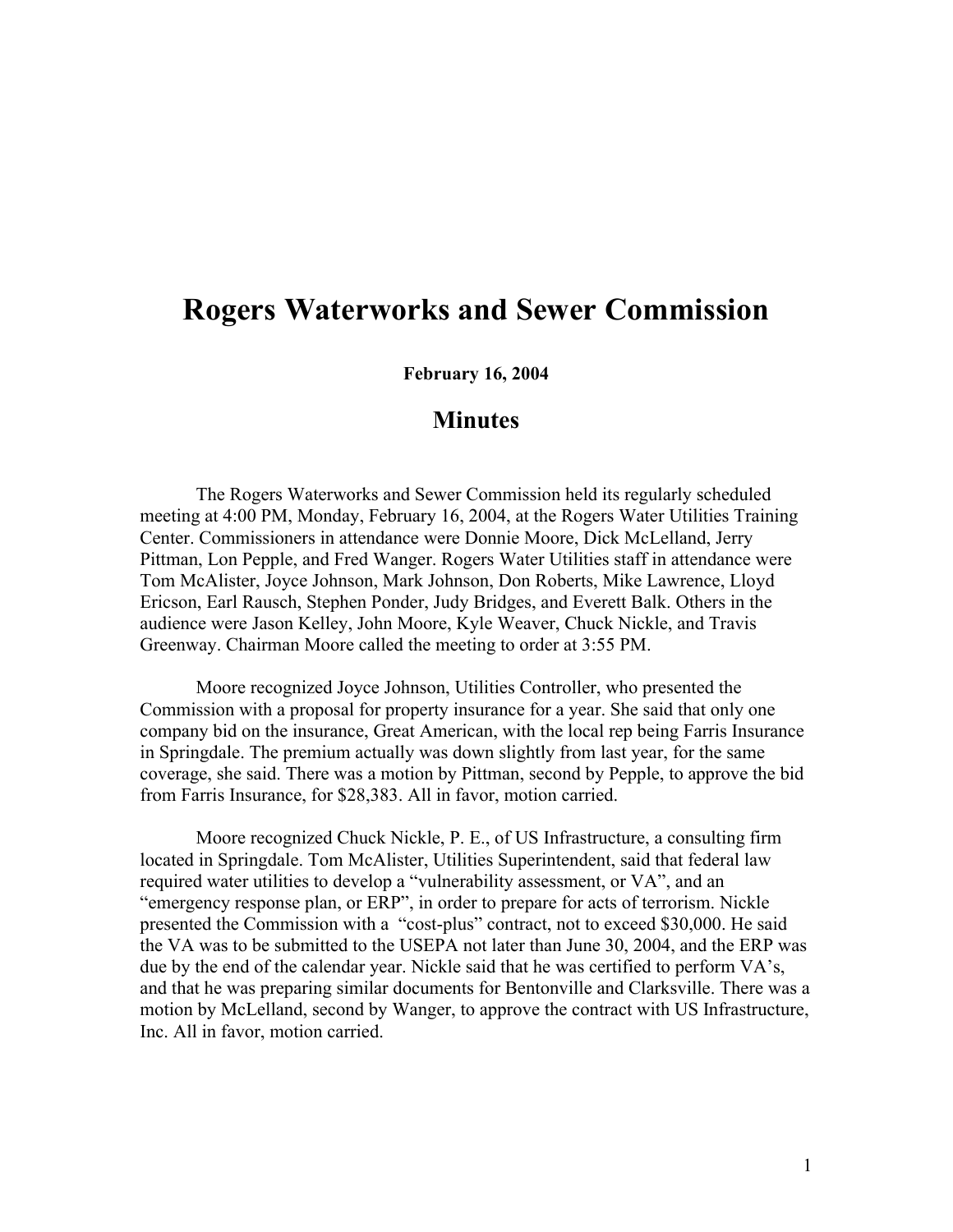# Rogers Waterworks and Sewer Commission

**February 16, 2004**

## Minutes

The Rogers Waterworks and Sewer Commission held its regularly scheduled meeting at 4:00 PM, Monday, February 16, 2004, at the Rogers Water Utilities Training Center. Commissioners in attendance were Donnie Moore, Dick McLelland, Jerry Pittman, Lon Pepple, and Fred Wanger. Rogers Water Utilities staff in attendance were Tom McAlister, Joyce Johnson, Mark Johnson, Don Roberts, Mike Lawrence, Lloyd Ericson, Earl Rausch, Stephen Ponder, Judy Bridges, and Everett Balk. Others in the audience were Jason Kelley, John Moore, Kyle Weaver, Chuck Nickle, and Travis Greenway. Chairman Moore called the meeting to order at 3:55 PM.

Moore recognized Joyce Johnson, Utilities Controller, who presented the Commission with a proposal for property insurance for a year. She said that only one company bid on the insurance, Great American, with the local rep being Farris Insurance in Springdale. The premium actually was down slightly from last year, for the same coverage, she said. There was a motion by Pittman, second by Pepple, to approve the bid from Farris Insurance, for $28,383. All in favor, motion carried.

Moore recognized Chuck Nickle, P. E., of US Infrastructure, a consulting firm located in Springdale. Tom McAlister, Utilities Superintendent, said that federal law required water utilities to develop a "vulnerability assessment, or VA", and an "emergency response plan, or ERP", in order to prepare for acts of terrorism. Nickle presented the Commission with a "cost-plus" contract, not to exceed $30,000. He said the VA was to be submitted to the USEPA not later than June 30, 2004, and the ERP was due by the end of the calendar year. Nickle said that he was certified to perform VA's, and that he was preparing similar documents for Bentonville and Clarksville. There was a motion by McLelland, second by Wanger, to approve the contract with US Infrastructure, Inc. All in favor, motion carried.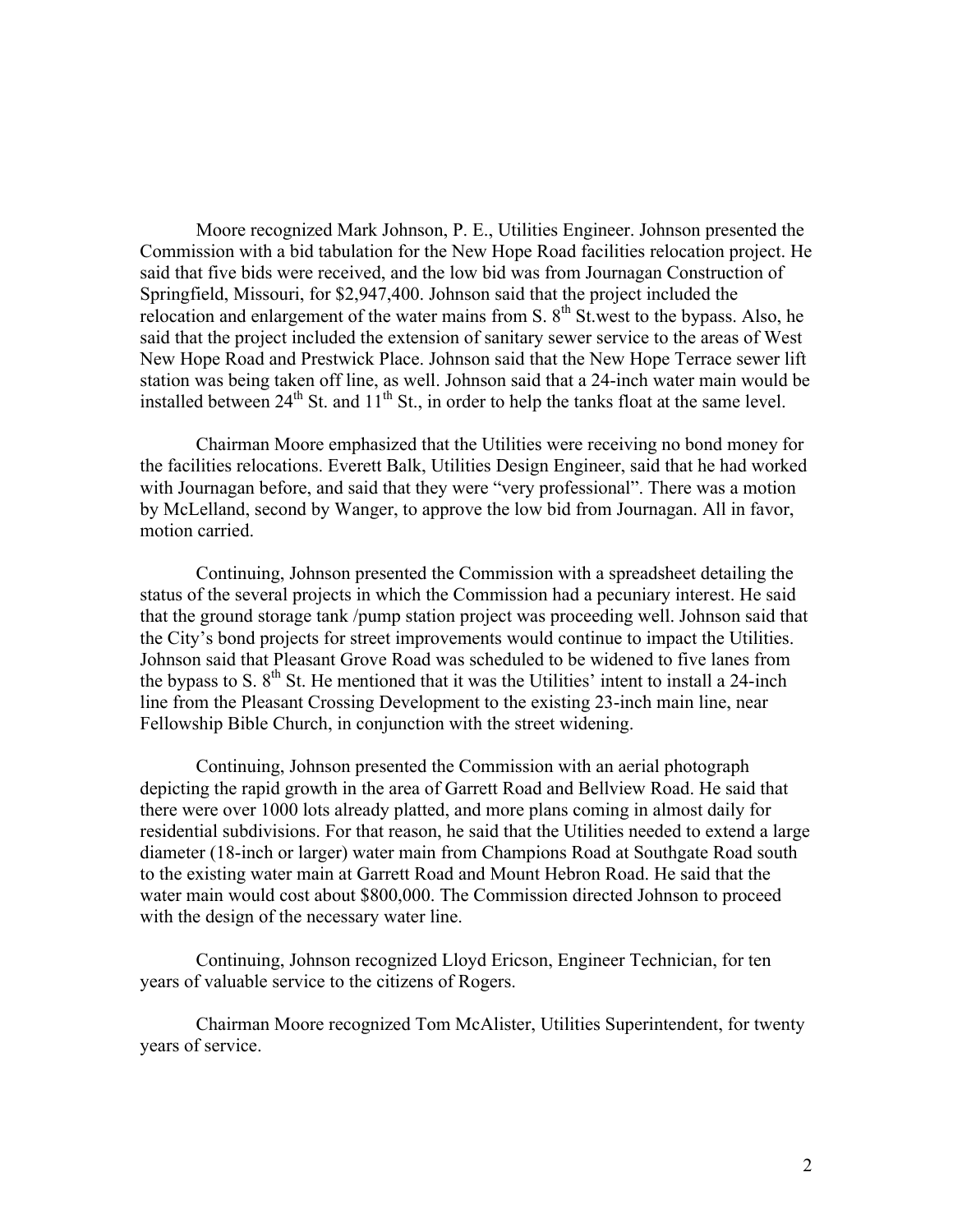Moore recognized Mark Johnson, P. E., Utilities Engineer. Johnson presented the Commission with a bid tabulation for the New Hope Road facilities relocation project. He said that five bids were received, and the low bid was from Journagan Construction of Springfield, Missouri, for $2,947,400. Johnson said that the project included the relocation and enlargement of the water mains from S. 8th St.west to the bypass. Also, he said that the project included the extension of sanitary sewer service to the areas of West New Hope Road and Prestwick Place. Johnson said that the New Hope Terrace sewer lift station was being taken off line, as well. Johnson said that a 24-inch water main would be installed between 24th St. and 11th St., in order to help the tanks float at the same level.

Chairman Moore emphasized that the Utilities were receiving no bond money for the facilities relocations. Everett Balk, Utilities Design Engineer, said that he had worked with Journagan before, and said that they were "very professional". There was a motion by McLelland, second by Wanger, to approve the low bid from Journagan. All in favor, motion carried.

Continuing, Johnson presented the Commission with a spreadsheet detailing the status of the several projects in which the Commission had a pecuniary interest. He said that the ground storage tank /pump station project was proceeding well. Johnson said that the City's bond projects for street improvements would continue to impact the Utilities. Johnson said that Pleasant Grove Road was scheduled to be widened to five lanes from the bypass to S. 8th St. He mentioned that it was the Utilities' intent to install a 24-inch line from the Pleasant Crossing Development to the existing 23-inch main line, near Fellowship Bible Church, in conjunction with the street widening.

Continuing, Johnson presented the Commission with an aerial photograph depicting the rapid growth in the area of Garrett Road and Bellview Road. He said that there were over 1000 lots already platted, and more plans coming in almost daily for residential subdivisions. For that reason, he said that the Utilities needed to extend a large diameter (18-inch or larger) water main from Champions Road at Southgate Road south to the existing water main at Garrett Road and Mount Hebron Road. He said that the water main would cost about $800,000. The Commission directed Johnson to proceed with the design of the necessary water line.

Continuing, Johnson recognized Lloyd Ericson, Engineer Technician, for ten years of valuable service to the citizens of Rogers.

Chairman Moore recognized Tom McAlister, Utilities Superintendent, for twenty years of service.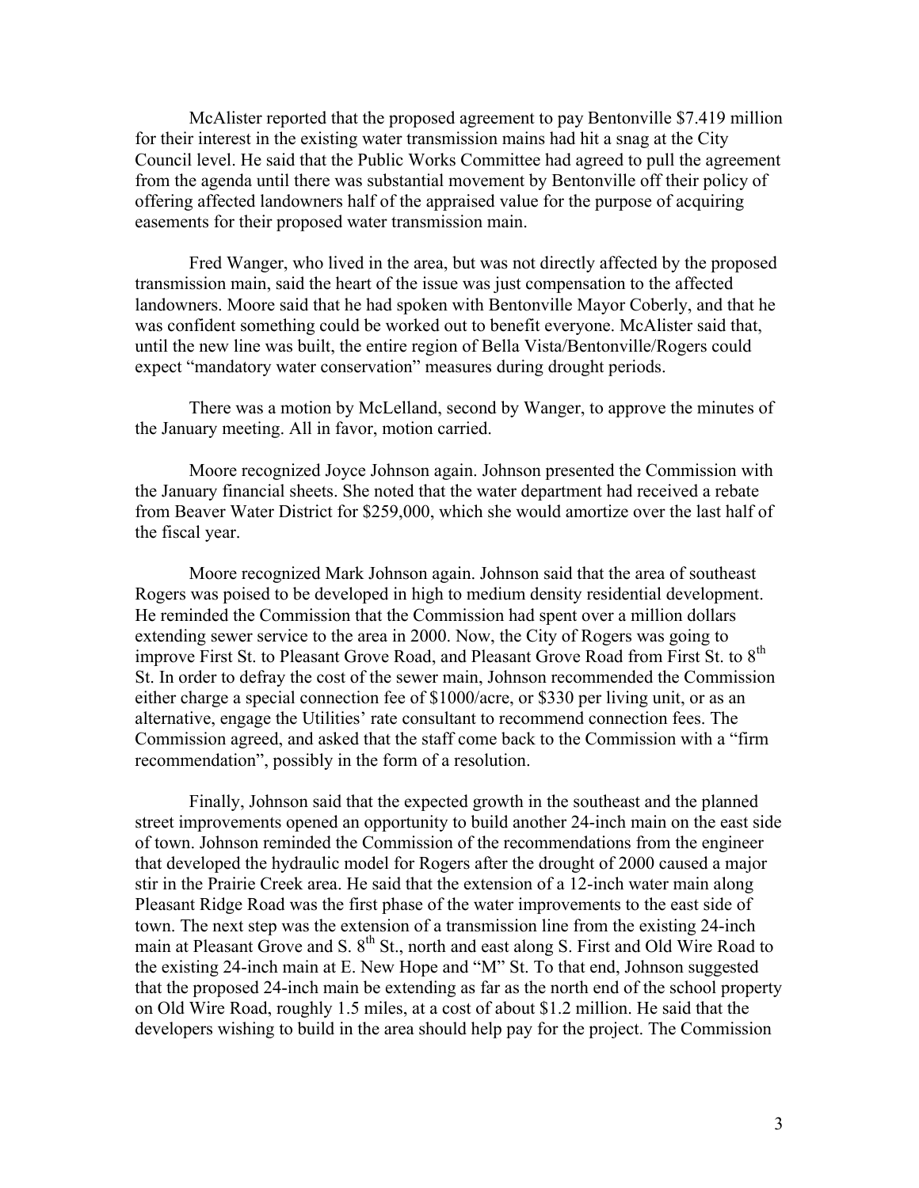McAlister reported that the proposed agreement to pay Bentonville $7.419 million for their interest in the existing water transmission mains had hit a snag at the City Council level. He said that the Public Works Committee had agreed to pull the agreement from the agenda until there was substantial movement by Bentonville off their policy of offering affected landowners half of the appraised value for the purpose of acquiring easements for their proposed water transmission main.

Fred Wanger, who lived in the area, but was not directly affected by the proposed transmission main, said the heart of the issue was just compensation to the affected landowners. Moore said that he had spoken with Bentonville Mayor Coberly, and that he was confident something could be worked out to benefit everyone. McAlister said that, until the new line was built, the entire region of Bella Vista/Bentonville/Rogers could expect "mandatory water conservation" measures during drought periods.

There was a motion by McLelland, second by Wanger, to approve the minutes of the January meeting. All in favor, motion carried.

Moore recognized Joyce Johnson again. Johnson presented the Commission with the January financial sheets. She noted that the water department had received a rebate from Beaver Water District for $259,000, which she would amortize over the last half of the fiscal year.

Moore recognized Mark Johnson again. Johnson said that the area of southeast Rogers was poised to be developed in high to medium density residential development. He reminded the Commission that the Commission had spent over a million dollars extending sewer service to the area in 2000. Now, the City of Rogers was going to improve First St. to Pleasant Grove Road, and Pleasant Grove Road from First St. to 8th St. In order to defray the cost of the sewer main, Johnson recommended the Commission either charge a special connection fee of $1000/acre, or $330 per living unit, or as an alternative, engage the Utilities' rate consultant to recommend connection fees. The Commission agreed, and asked that the staff come back to the Commission with a "firm recommendation", possibly in the form of a resolution.

Finally, Johnson said that the expected growth in the southeast and the planned street improvements opened an opportunity to build another 24-inch main on the east side of town. Johnson reminded the Commission of the recommendations from the engineer that developed the hydraulic model for Rogers after the drought of 2000 caused a major stir in the Prairie Creek area. He said that the extension of a 12-inch water main along Pleasant Ridge Road was the first phase of the water improvements to the east side of town. The next step was the extension of a transmission line from the existing 24-inch main at Pleasant Grove and S. 8th St., north and east along S. First and Old Wire Road to the existing 24-inch main at E. New Hope and "M" St. To that end, Johnson suggested that the proposed 24-inch main be extending as far as the north end of the school property on Old Wire Road, roughly 1.5 miles, at a cost of about $1.2 million. He said that the developers wishing to build in the area should help pay for the project. The Commission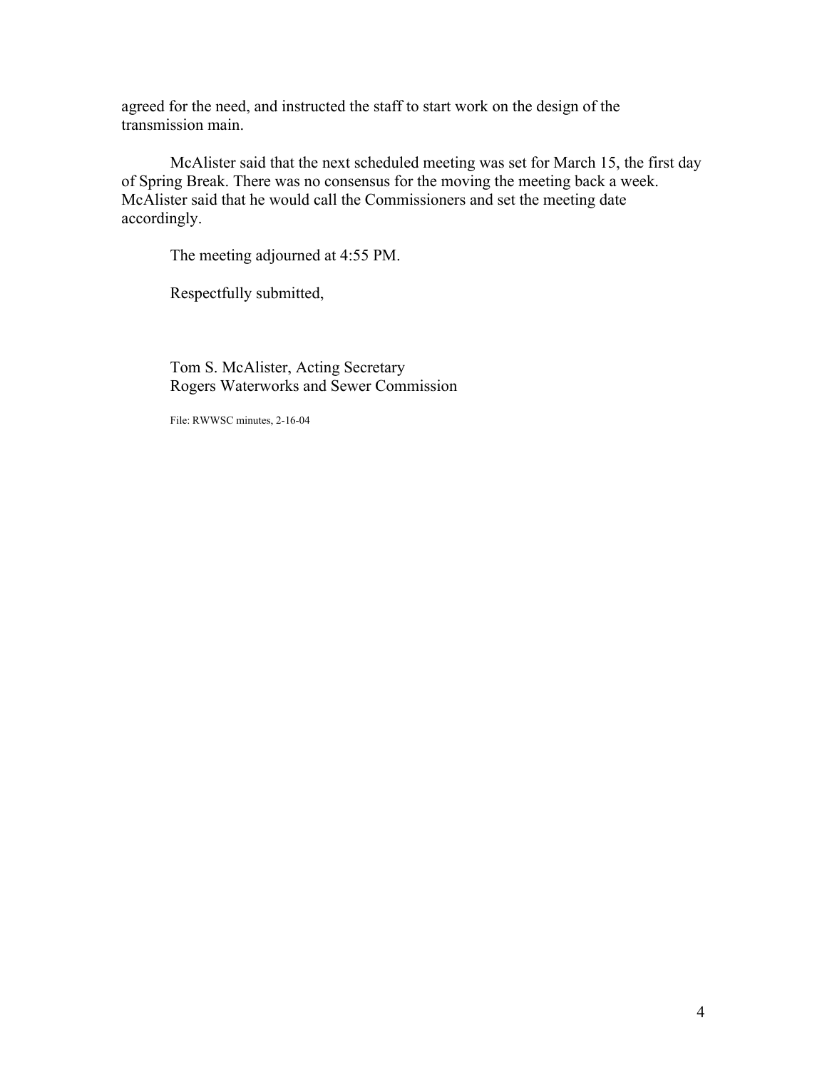agreed for the need, and instructed the staff to start work on the design of the transmission main.

McAlister said that the next scheduled meeting was set for March 15, the first day of Spring Break. There was no consensus for the moving the meeting back a week. McAlister said that he would call the Commissioners and set the meeting date accordingly.

The meeting adjourned at 4:55 PM.

Respectfully submitted,

Tom S. McAlister, Acting Secretary
Rogers Waterworks and Sewer Commission

File: RWWSC minutes, 2-16-04